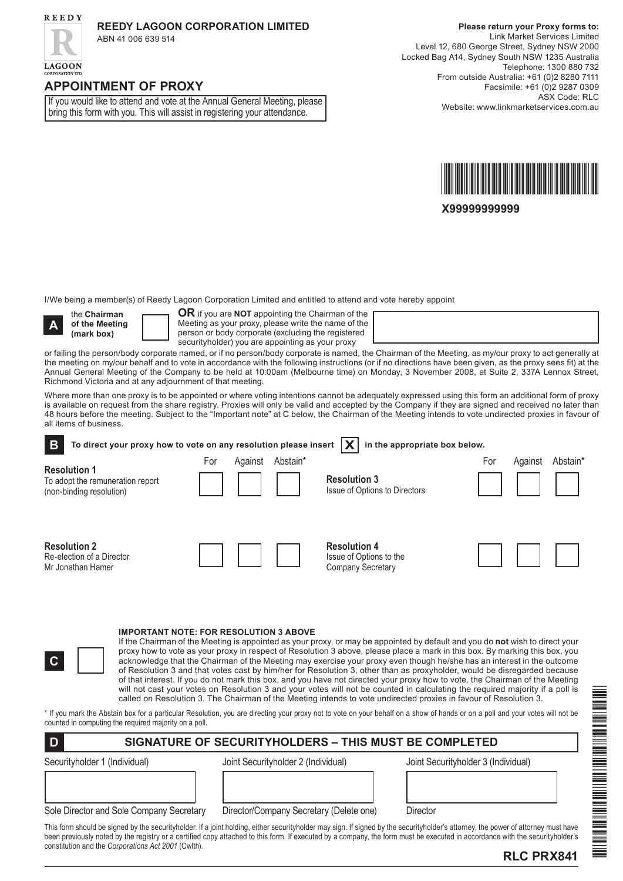REEDY LAGOON CORPORATION LTD

**REEDY LAGOON CORPORATION LIMITED**
ABN 41 006 639 514

**Please return your Proxy forms to:**
Link Market Services Limited
Level 12, 680 George Street, Sydney NSW 2000
Locked Bag A14, Sydney South NSW 1235 Australia
Telephone: 1300 880 732
From outside Australia: +61 (0)2 8280 7111
Facsimile: +61 (0)2 9287 0309
ASX Code: RLC
Website: www.linkmarketservices.com.au

# APPOINTMENT OF PROXY

If you would like to attend and vote at the Annual General Meeting, please bring this form with you. This will assist in registering your attendance.

**X99999999999**

I/We being a member(s) of Reedy Lagoon Corporation Limited and entitled to attend and vote hereby appoint

**A** the **Chairman of the Meeting (mark box)** ☐ **OR** if you are **NOT** appointing the Chairman of the Meeting as your proxy, please write the name of the person or body corporate (excluding the registered securityholder) you are appointing as your proxy

or failing the person/body corporate named, or if no person/body corporate is named, the Chairman of the Meeting, as my/our proxy to act generally at the meeting on my/our behalf and to vote in accordance with the following instructions (or if no directions have been given, as the proxy sees fit) at the Annual General Meeting of the Company to be held at 10:00am (Melbourne time) on Monday, 3 November 2008, at Suite 2, 337A Lennox Street, Richmond Victoria and at any adjournment of that meeting.

Where more than one proxy is to be appointed or where voting intentions cannot be adequately expressed using this form an additional form of proxy is available on request from the share registry. Proxies will only be valid and accepted by the Company if they are signed and received no later than 48 hours before the meeting. Subject to the "Important note" at C below, the Chairman of the Meeting intends to vote undirected proxies in favour of all items of business.

**B** **To direct your proxy how to vote on any resolution please insert X in the appropriate box below.**

| Resolution | For | Against | Abstain* |
|---|---|---|---|
| **Resolution 1** To adopt the remuneration report (non-binding resolution) | ☐ | ☐ | ☐ |
| **Resolution 2** Re-election of a Director Mr Jonathan Hamer | ☐ | ☐ | ☐ |
| **Resolution 3** Issue of Options to Directors | ☐ | ☐ | ☐ |
| **Resolution 4** Issue of Options to the Company Secretary | ☐ | ☐ | ☐ |

**C** ☐

**IMPORTANT NOTE: FOR RESOLUTION 3 ABOVE**

If the Chairman of the Meeting is appointed as your proxy, or may be appointed by default and you do **not** wish to direct your proxy how to vote as your proxy in respect of Resolution 3 above, please place a mark in this box. By marking this box, you acknowledge that the Chairman of the Meeting may exercise your proxy even though he/she has an interest in the outcome of Resolution 3 and that votes cast by him/her for Resolution 3, other than as proxyholder, would be disregarded because of that interest. If you do not mark this box, and you have not directed your proxy how to vote, the Chairman of the Meeting will not cast your votes on Resolution 3 and your votes will not be counted in calculating the required majority if a poll is called on Resolution 3. The Chairman of the Meeting intends to vote undirected proxies in favour of Resolution 3.

* If you mark the Abstain box for a particular Resolution, you are directing your proxy not to vote on your behalf on a show of hands or on a poll and your votes will not be counted in computing the required majority on a poll.

## D SIGNATURE OF SECURITYHOLDERS – THIS MUST BE COMPLETED

| Securityholder 1 (Individual) | Joint Securityholder 2 (Individual) | Joint Securityholder 3 (Individual) |
|---|---|---|
| | | |
| Sole Director and Sole Company Secretary | Director/Company Secretary (Delete one) | Director |

This form should be signed by the securityholder. If a joint holding, either securityholder may sign. If signed by the securityholder's attorney, the power of attorney must have been previously noted by the registry or a certified copy attached to this form. If executed by a company, the form must be executed in accordance with the securityholder's constitution and the *Corporations Act 2001* (Cwlth).

**RLC PRX841**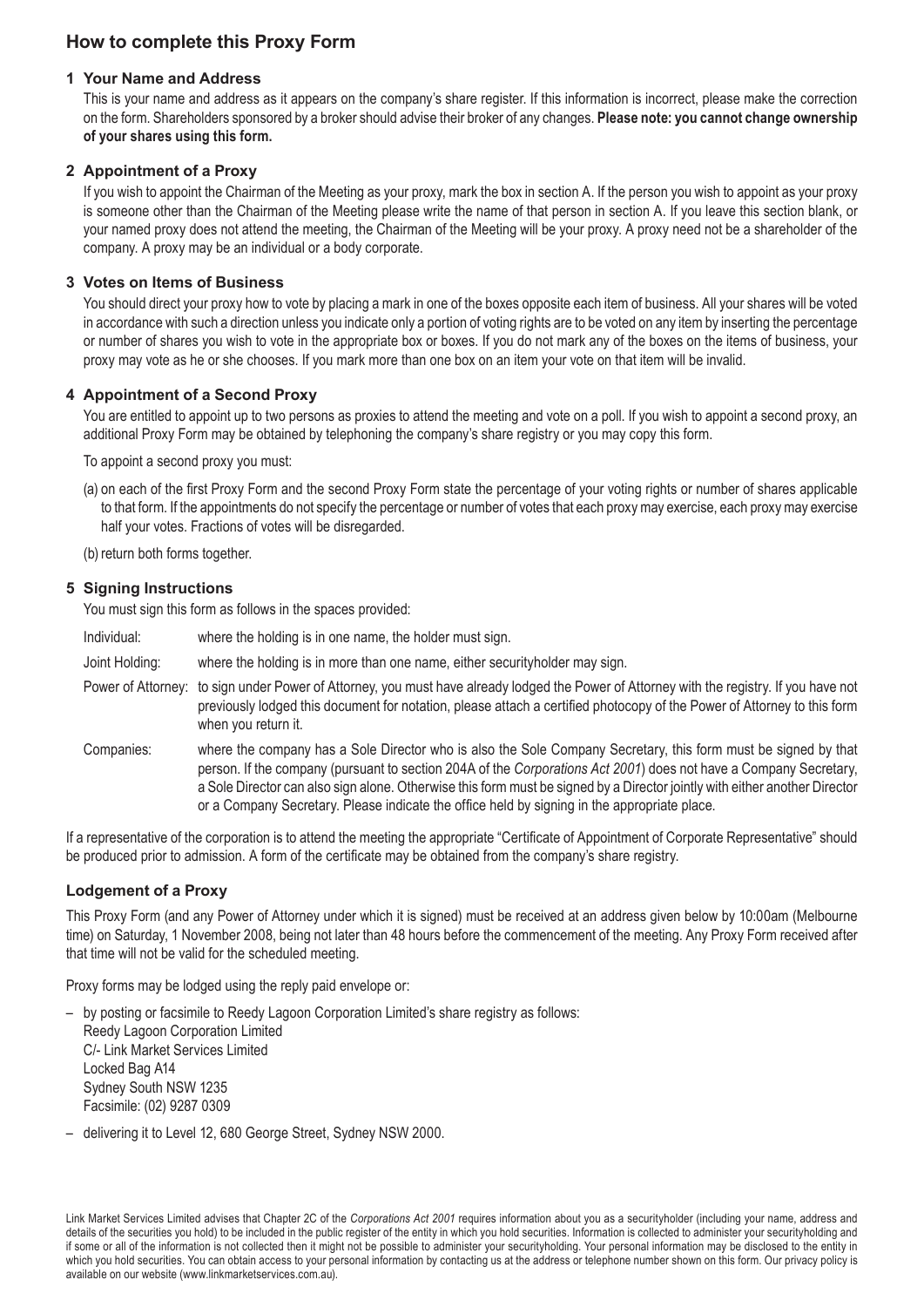# How to complete this Proxy Form

### 1 Your Name and Address

This is your name and address as it appears on the company's share register. If this information is incorrect, please make the correction on the form. Shareholders sponsored by a broker should advise their broker of any changes. **Please note: you cannot change ownership of your shares using this form.**

### 2 Appointment of a Proxy

If you wish to appoint the Chairman of the Meeting as your proxy, mark the box in section A. If the person you wish to appoint as your proxy is someone other than the Chairman of the Meeting please write the name of that person in section A. If you leave this section blank, or your named proxy does not attend the meeting, the Chairman of the Meeting will be your proxy. A proxy need not be a shareholder of the company. A proxy may be an individual or a body corporate.

### 3 Votes on Items of Business

You should direct your proxy how to vote by placing a mark in one of the boxes opposite each item of business. All your shares will be voted in accordance with such a direction unless you indicate only a portion of voting rights are to be voted on any item by inserting the percentage or number of shares you wish to vote in the appropriate box or boxes. If you do not mark any of the boxes on the items of business, your proxy may vote as he or she chooses. If you mark more than one box on an item your vote on that item will be invalid.

### 4 Appointment of a Second Proxy

You are entitled to appoint up to two persons as proxies to attend the meeting and vote on a poll. If you wish to appoint a second proxy, an additional Proxy Form may be obtained by telephoning the company's share registry or you may copy this form.

To appoint a second proxy you must:

(a) on each of the first Proxy Form and the second Proxy Form state the percentage of your voting rights or number of shares applicable to that form. If the appointments do not specify the percentage or number of votes that each proxy may exercise, each proxy may exercise half your votes. Fractions of votes will be disregarded.

(b) return both forms together.

### 5 Signing Instructions

You must sign this form as follows in the spaces provided:

| | |
|---|---|
| Individual: | where the holding is in one name, the holder must sign. |
| Joint Holding: | where the holding is in more than one name, either securityholder may sign. |
| Power of Attorney: | to sign under Power of Attorney, you must have already lodged the Power of Attorney with the registry. If you have not previously lodged this document for notation, please attach a certified photocopy of the Power of Attorney to this form when you return it. |
| Companies: | where the company has a Sole Director who is also the Sole Company Secretary, this form must be signed by that person. If the company (pursuant to section 204A of the *Corporations Act 2001*) does not have a Company Secretary, a Sole Director can also sign alone. Otherwise this form must be signed by a Director jointly with either another Director or a Company Secretary. Please indicate the office held by signing in the appropriate place. |

If a representative of the corporation is to attend the meeting the appropriate "Certificate of Appointment of Corporate Representative" should be produced prior to admission. A form of the certificate may be obtained from the company's share registry.

### Lodgement of a Proxy

This Proxy Form (and any Power of Attorney under which it is signed) must be received at an address given below by 10:00am (Melbourne time) on Saturday, 1 November 2008, being not later than 48 hours before the commencement of the meeting. Any Proxy Form received after that time will not be valid for the scheduled meeting.

Proxy forms may be lodged using the reply paid envelope or:

– by posting or facsimile to Reedy Lagoon Corporation Limited's share registry as follows:
  Reedy Lagoon Corporation Limited
  C/- Link Market Services Limited
  Locked Bag A14
  Sydney South NSW 1235
  Facsimile: (02) 9287 0309

– delivering it to Level 12, 680 George Street, Sydney NSW 2000.

Link Market Services Limited advises that Chapter 2C of the *Corporations Act 2001* requires information about you as a securityholder (including your name, address and details of the securities you hold) to be included in the public register of the entity in which you hold securities. Information is collected to administer your securityholding and if some or all of the information is not collected then it might not be possible to administer your securityholding. Your personal information may be disclosed to the entity in which you hold securities. You can obtain access to your personal information by contacting us at the address or telephone number shown on this form. Our privacy policy is available on our website (www.linkmarketservices.com.au).